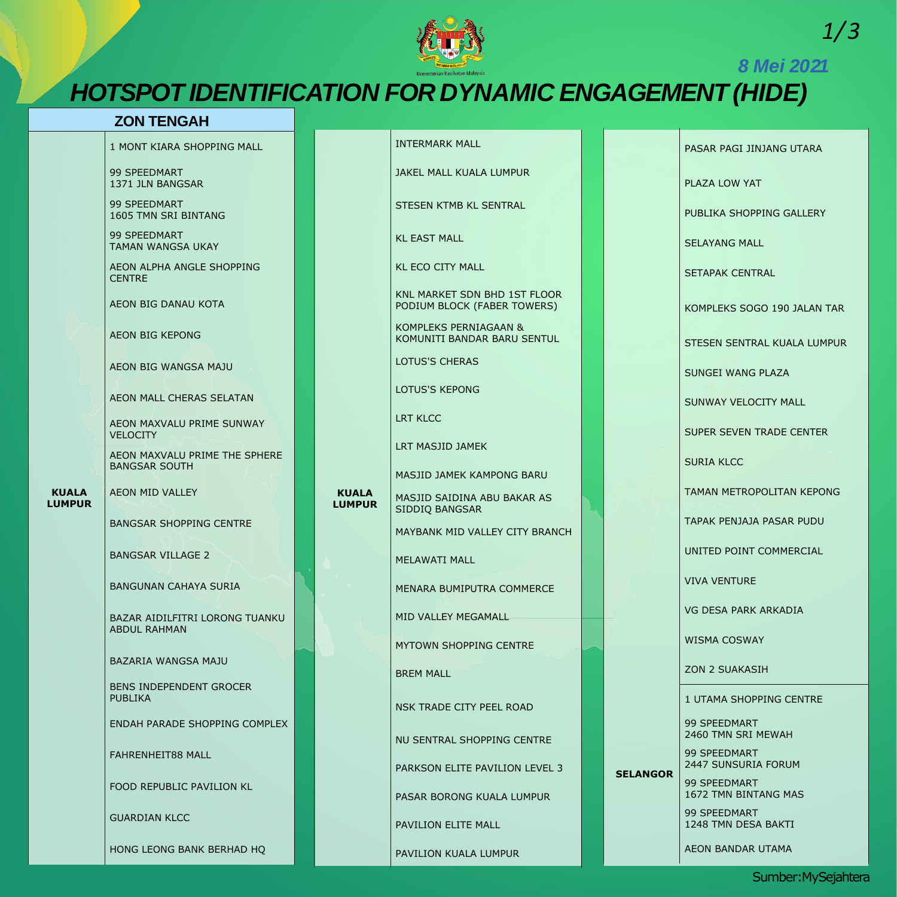8 Mei 2021

# HOTSPOT IDENTIFICATION FOR DYNAMIC ENGAGEMENT (HIDE)

## ZON TENGAH

| Negeri | Lokasi |
| --- | --- |
| KUALA LUMPUR | 1 MONT KIARA SHOPPING MALL |
| | 99 SPEEDMART 1371 JLN BANGSAR |
| | 99 SPEEDMART 1605 TMN SRI BINTANG |
| | 99 SPEEDMART TAMAN WANGSA UKAY |
| | AEON ALPHA ANGLE SHOPPING CENTRE |
| | AEON BIG DANAU KOTA |
| | AEON BIG KEPONG |
| | AEON BIG WANGSA MAJU |
| | AEON MALL CHERAS SELATAN |
| | AEON MAXVALU PRIME SUNWAY VELOCITY |
| | AEON MAXVALU PRIME THE SPHERE BANGSAR SOUTH |
| | AEON MID VALLEY |
| | BANGSAR SHOPPING CENTRE |
| | BANGSAR VILLAGE 2 |
| | BANGUNAN CAHAYA SURIA |
| | BAZAR AIDILFITRI LORONG TUANKU ABDUL RAHMAN |
| | BAZARIA WANGSA MAJU |
| | BENS INDEPENDENT GROCER PUBLIKA |
| | ENDAH PARADE SHOPPING COMPLEX |
| | FAHRENHEIT88 MALL |
| | FOOD REPUBLIC PAVILION KL |
| | GUARDIAN KLCC |
| | HONG LEONG BANK BERHAD HQ |
| KUALA LUMPUR | INTERMARK MALL |
| | JAKEL MALL KUALA LUMPUR |
| | STESEN KTMB KL SENTRAL |
| | KL EAST MALL |
| | KL ECO CITY MALL |
| | KNL MARKET SDN BHD 1ST FLOOR PODIUM BLOCK (FABER TOWERS) |
| | KOMPLEKS PERNIAGAAN & KOMUNITI BANDAR BARU SENTUL |
| | LOTUS'S CHERAS |
| | LOTUS'S KEPONG |
| | LRT KLCC |
| | LRT MASJID JAMEK |
| | MASJID JAMEK KAMPONG BARU |
| | MASJID SAIDINA ABU BAKAR AS SIDDIQ BANGSAR |
| | MAYBANK MID VALLEY CITY BRANCH |
| | MELAWATI MALL |
| | MENARA BUMIPUTRA COMMERCE |
| | MID VALLEY MEGAMALL |
| | MYTOWN SHOPPING CENTRE |
| | BREM MALL |
| | NSK TRADE CITY PEEL ROAD |
| | NU SENTRAL SHOPPING CENTRE |
| | PARKSON ELITE PAVILION LEVEL 3 |
| | PASAR BORONG KUALA LUMPUR |
| | PAVILION ELITE MALL |
| | PAVILION KUALA LUMPUR |
| | PASAR PAGI JINJANG UTARA |
| | PLAZA LOW YAT |
| | PUBLIKA SHOPPING GALLERY |
| | SELAYANG MALL |
| | SETAPAK CENTRAL |
| | KOMPLEKS SOGO 190 JALAN TAR |
| | STESEN SENTRAL KUALA LUMPUR |
| | SUNGEI WANG PLAZA |
| | SUNWAY VELOCITY MALL |
| | SUPER SEVEN TRADE CENTER |
| | SURIA KLCC |
| | TAMAN METROPOLITAN KEPONG |
| | TAPAK PENJAJA PASAR PUDU |
| | UNITED POINT COMMERCIAL |
| | VIVA VENTURE |
| | VG DESA PARK ARKADIA |
| | WISMA COSWAY |
| | ZON 2 SUAKASIH |
| SELANGOR | 1 UTAMA SHOPPING CENTRE |
| | 99 SPEEDMART 2460 TMN SRI MEWAH |
| | 99 SPEEDMART 2447 SUNSURIA FORUM |
| | 99 SPEEDMART 1672 TMN BINTANG MAS |
| | 99 SPEEDMART 1248 TMN DESA BAKTI |
| | AEON BANDAR UTAMA |

Sumber: MySejahtera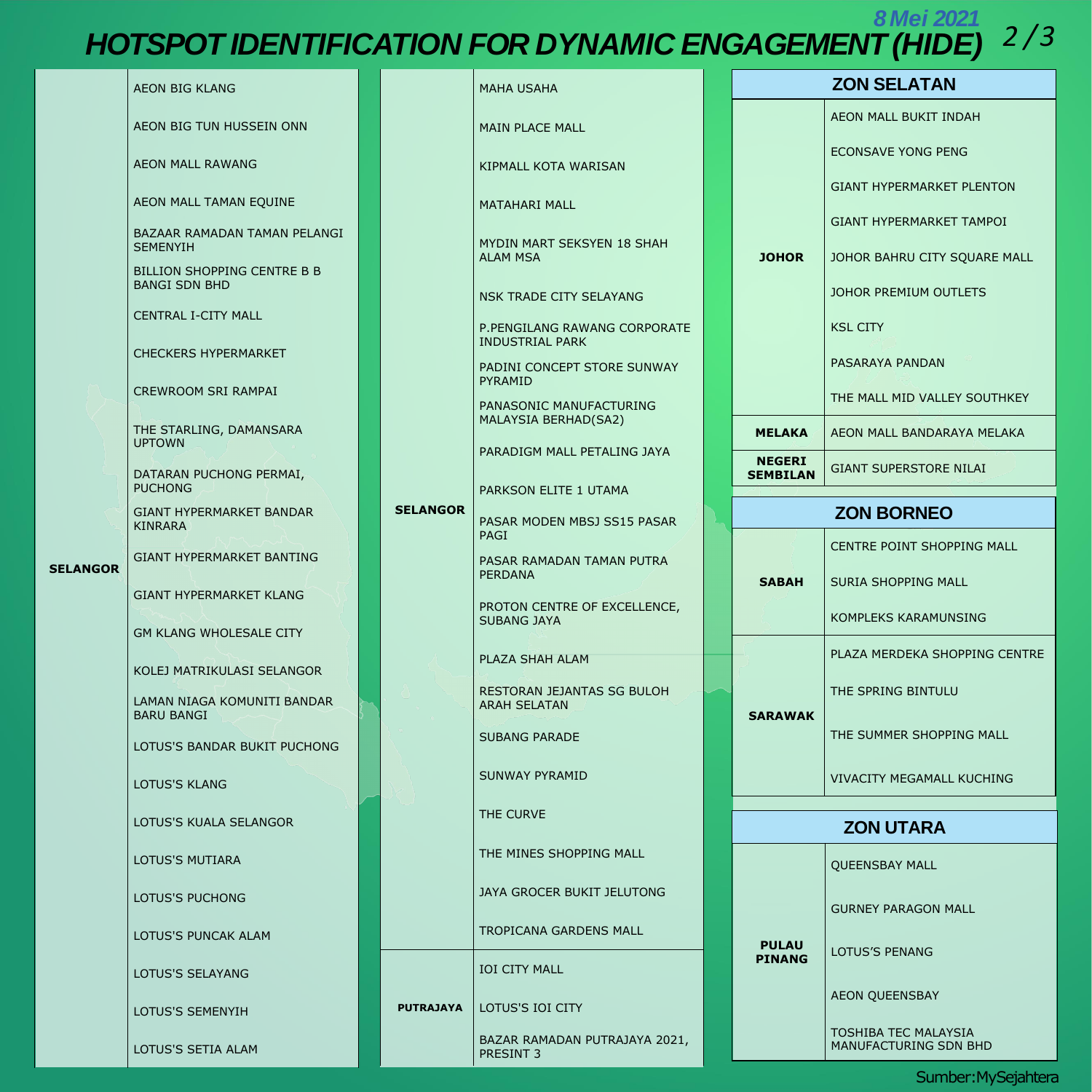# HOTSPOT IDENTIFICATION FOR DYNAMIC ENGAGEMENT (HIDE)

*8 Mei 2021*

| Negeri | Lokasi |
|---|---|
| SELANGOR | AEON BIG KLANG |
| | AEON BIG TUN HUSSEIN ONN |
| | AEON MALL RAWANG |
| | AEON MALL TAMAN EQUINE |
| | BAZAAR RAMADAN TAMAN PELANGI SEMENYIH |
| | BILLION SHOPPING CENTRE B B BANGI SDN BHD |
| | CENTRAL I-CITY MALL |
| | CHECKERS HYPERMARKET |
| | CREWROOM SRI RAMPAI |
| | THE STARLING, DAMANSARA UPTOWN |
| | DATARAN PUCHONG PERMAI, PUCHONG |
| | GIANT HYPERMARKET BANDAR KINRARA |
| | GIANT HYPERMARKET BANTING |
| | GIANT HYPERMARKET KLANG |
| | GM KLANG WHOLESALE CITY |
| | KOLEJ MATRIKULASI SELANGOR |
| | LAMAN NIAGA KOMUNITI BANDAR BARU BANGI |
| | LOTUS'S BANDAR BUKIT PUCHONG |
| | LOTUS'S KLANG |
| | LOTUS'S KUALA SELANGOR |
| | LOTUS'S MUTIARA |
| | LOTUS'S PUCHONG |
| | LOTUS'S PUNCAK ALAM |
| | LOTUS'S SELAYANG |
| | LOTUS'S SEMENYIH |
| | LOTUS'S SETIA ALAM |

| Negeri | Lokasi |
|---|---|
| SELANGOR | MAHA USAHA |
| | MAIN PLACE MALL |
| | KIPMALL KOTA WARISAN |
| | MATAHARI MALL |
| | MYDIN MART SEKSYEN 18 SHAH ALAM MSA |
| | NSK TRADE CITY SELAYANG |
| | P.PENGILANG RAWANG CORPORATE INDUSTRIAL PARK |
| | PADINI CONCEPT STORE SUNWAY PYRAMID |
| | PANASONIC MANUFACTURING MALAYSIA BERHAD(SA2) |
| | PARADIGM MALL PETALING JAYA |
| | PARKSON ELITE 1 UTAMA |
| | PASAR MODEN MBSJ SS15 PASAR PAGI |
| | PASAR RAMADAN TAMAN PUTRA PERDANA |
| | PROTON CENTRE OF EXCELLENCE, SUBANG JAYA |
| | PLAZA SHAH ALAM |
| | RESTORAN JEJANTAS SG BULOH ARAH SELATAN |
| | SUBANG PARADE |
| | SUNWAY PYRAMID |
| | THE CURVE |
| | THE MINES SHOPPING MALL |
| | JAYA GROCER BUKIT JELUTONG |
| | TROPICANA GARDENS MALL |
| PUTRAJAYA | IOI CITY MALL |
| | LOTUS'S IOI CITY |
| | BAZAR RAMADAN PUTRAJAYA 2021, PRESINT 3 |

## ZON SELATAN

| Negeri | Lokasi |
|---|---|
| JOHOR | AEON MALL BUKIT INDAH |
| | ECONSAVE YONG PENG |
| | GIANT HYPERMARKET PLENTON |
| | GIANT HYPERMARKET TAMPOI |
| | JOHOR BAHRU CITY SQUARE MALL |
| | JOHOR PREMIUM OUTLETS |
| | KSL CITY |
| | PASARAYA PANDAN |
| | THE MALL MID VALLEY SOUTHKEY |
| MELAKA | AEON MALL BANDARAYA MELAKA |
| NEGERI SEMBILAN | GIANT SUPERSTORE NILAI |

## ZON BORNEO

| Negeri | Lokasi |
|---|---|
| SABAH | CENTRE POINT SHOPPING MALL |
| | SURIA SHOPPING MALL |
| | KOMPLEKS KARAMUNSING |
| SARAWAK | PLAZA MERDEKA SHOPPING CENTRE |
| | THE SPRING BINTULU |
| | THE SUMMER SHOPPING MALL |
| | VIVACITY MEGAMALL KUCHING |

## ZON UTARA

| Negeri | Lokasi |
|---|---|
| PULAU PINANG | QUEENSBAY MALL |
| | GURNEY PARAGON MALL |
| | LOTUS'S PENANG |
| | AEON QUEENSBAY |
| | TOSHIBA TEC MALAYSIA MANUFACTURING SDN BHD |

Sumber: MySejahtera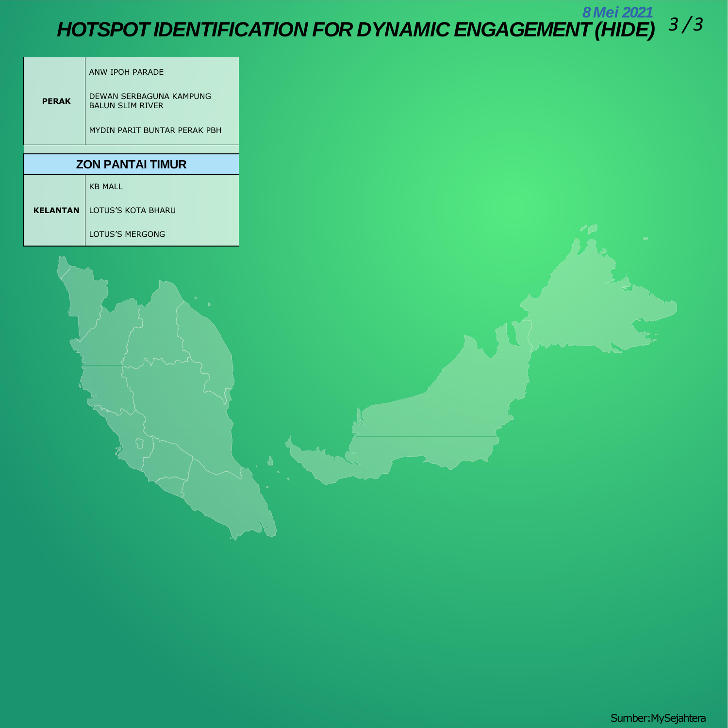# HOTSPOT IDENTIFICATION FOR DYNAMIC ENGAGEMENT (HIDE)

**8 Mei 2021**

| | |
|---|---|
| **PERAK** | ANW IPOH PARADE |
| | DEWAN SERBAGUNA KAMPUNG BALUN SLIM RIVER |
| | MYDIN PARIT BUNTAR PERAK PBH |
| **ZON PANTAI TIMUR** | |
| **KELANTAN** | KB MALL |
| | LOTUS'S KOTA BHARU |
| | LOTUS'S MERGONG |

Sumber:MySejahtera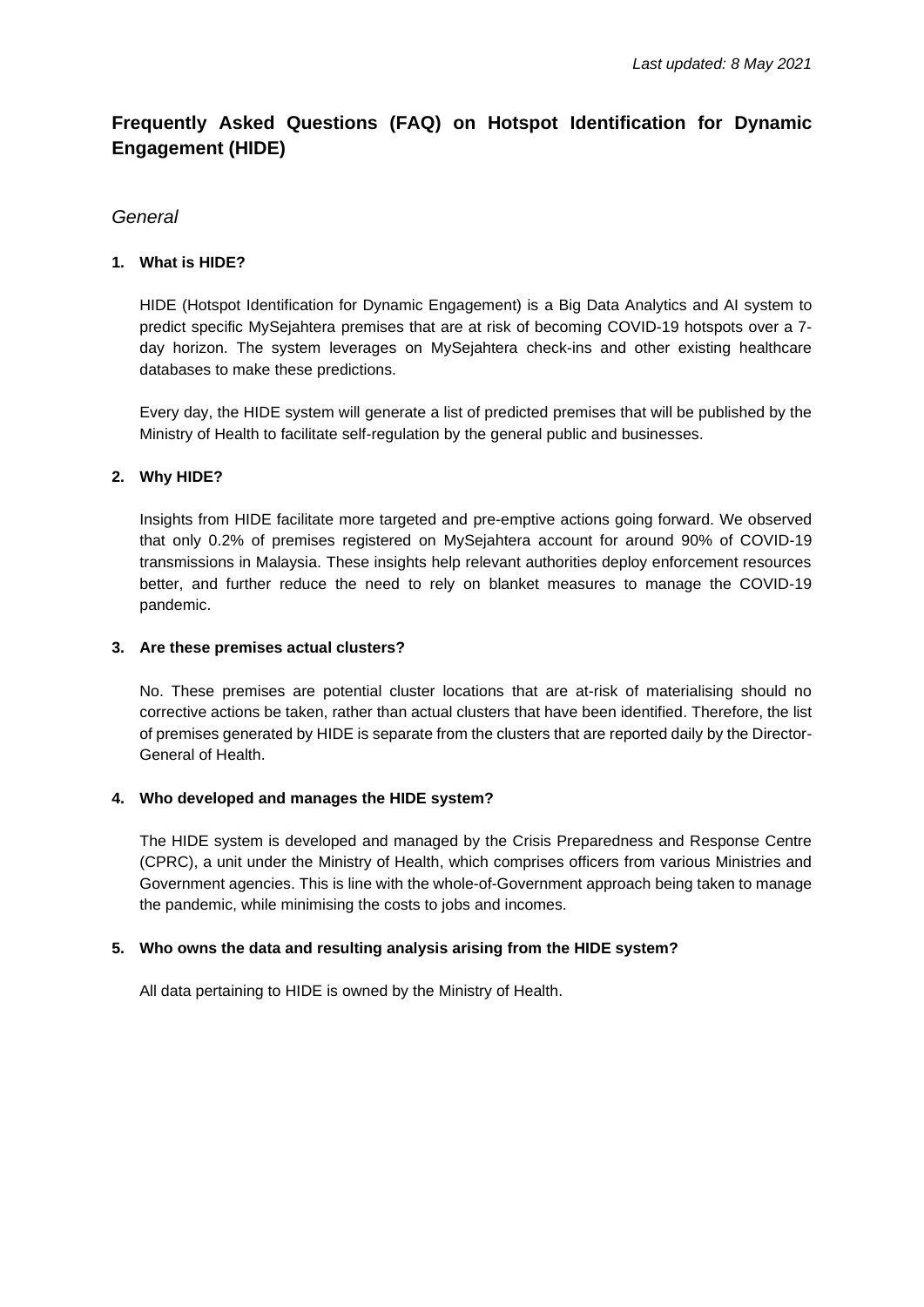*Last updated: 8 May 2021*

# Frequently Asked Questions (FAQ) on Hotspot Identification for Dynamic Engagement (HIDE)

## *General*

**1. What is HIDE?**

HIDE (Hotspot Identification for Dynamic Engagement) is a Big Data Analytics and AI system to predict specific MySejahtera premises that are at risk of becoming COVID-19 hotspots over a 7-day horizon. The system leverages on MySejahtera check-ins and other existing healthcare databases to make these predictions.

Every day, the HIDE system will generate a list of predicted premises that will be published by the Ministry of Health to facilitate self-regulation by the general public and businesses.

**2. Why HIDE?**

Insights from HIDE facilitate more targeted and pre-emptive actions going forward. We observed that only 0.2% of premises registered on MySejahtera account for around 90% of COVID-19 transmissions in Malaysia. These insights help relevant authorities deploy enforcement resources better, and further reduce the need to rely on blanket measures to manage the COVID-19 pandemic.

**3. Are these premises actual clusters?**

No. These premises are potential cluster locations that are at-risk of materialising should no corrective actions be taken, rather than actual clusters that have been identified. Therefore, the list of premises generated by HIDE is separate from the clusters that are reported daily by the Director-General of Health.

**4. Who developed and manages the HIDE system?**

The HIDE system is developed and managed by the Crisis Preparedness and Response Centre (CPRC), a unit under the Ministry of Health, which comprises officers from various Ministries and Government agencies. This is line with the whole-of-Government approach being taken to manage the pandemic, while minimising the costs to jobs and incomes.

**5. Who owns the data and resulting analysis arising from the HIDE system?**

All data pertaining to HIDE is owned by the Ministry of Health.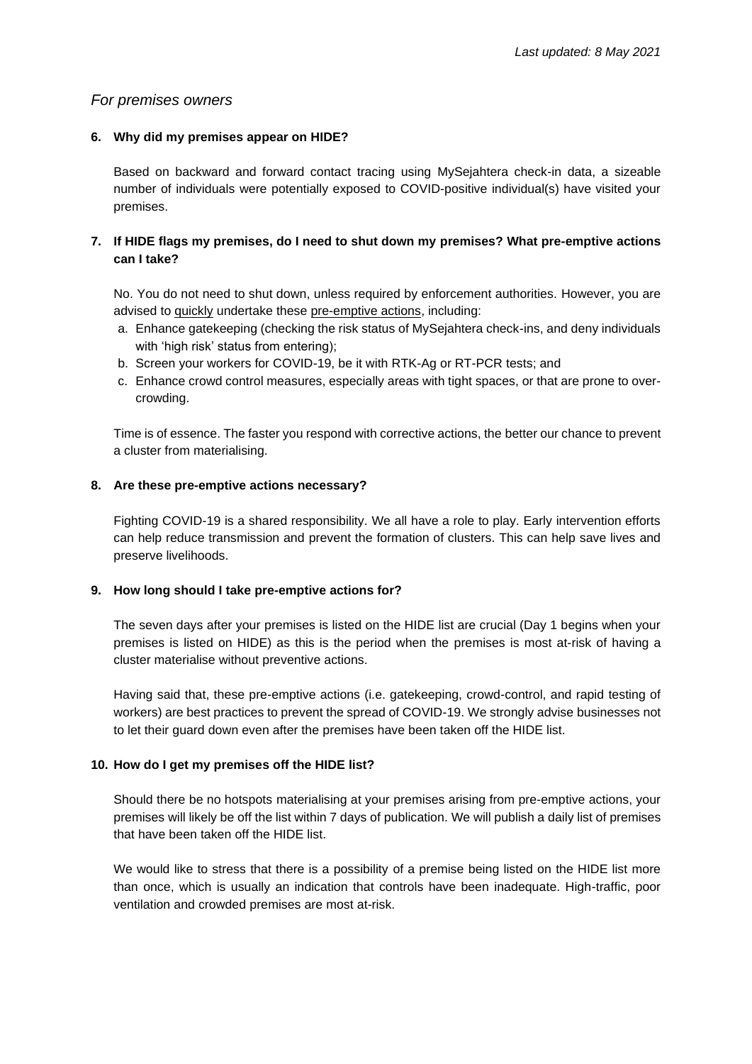*Last updated: 8 May 2021*

## *For premises owners*

**6. Why did my premises appear on HIDE?**

Based on backward and forward contact tracing using MySejahtera check-in data, a sizeable number of individuals were potentially exposed to COVID-positive individual(s) have visited your premises.

**7. If HIDE flags my premises, do I need to shut down my premises? What pre-emptive actions can I take?**

No. You do not need to shut down, unless required by enforcement authorities. However, you are advised to quickly undertake these pre-emptive actions, including:

a. Enhance gatekeeping (checking the risk status of MySejahtera check-ins, and deny individuals with 'high risk' status from entering);
b. Screen your workers for COVID-19, be it with RTK-Ag or RT-PCR tests; and
c. Enhance crowd control measures, especially areas with tight spaces, or that are prone to over-crowding.

Time is of essence. The faster you respond with corrective actions, the better our chance to prevent a cluster from materialising.

**8. Are these pre-emptive actions necessary?**

Fighting COVID-19 is a shared responsibility. We all have a role to play. Early intervention efforts can help reduce transmission and prevent the formation of clusters. This can help save lives and preserve livelihoods.

**9. How long should I take pre-emptive actions for?**

The seven days after your premises is listed on the HIDE list are crucial (Day 1 begins when your premises is listed on HIDE) as this is the period when the premises is most at-risk of having a cluster materialise without preventive actions.

Having said that, these pre-emptive actions (i.e. gatekeeping, crowd-control, and rapid testing of workers) are best practices to prevent the spread of COVID-19. We strongly advise businesses not to let their guard down even after the premises have been taken off the HIDE list.

**10. How do I get my premises off the HIDE list?**

Should there be no hotspots materialising at your premises arising from pre-emptive actions, your premises will likely be off the list within 7 days of publication. We will publish a daily list of premises that have been taken off the HIDE list.

We would like to stress that there is a possibility of a premise being listed on the HIDE list more than once, which is usually an indication that controls have been inadequate. High-traffic, poor ventilation and crowded premises are most at-risk.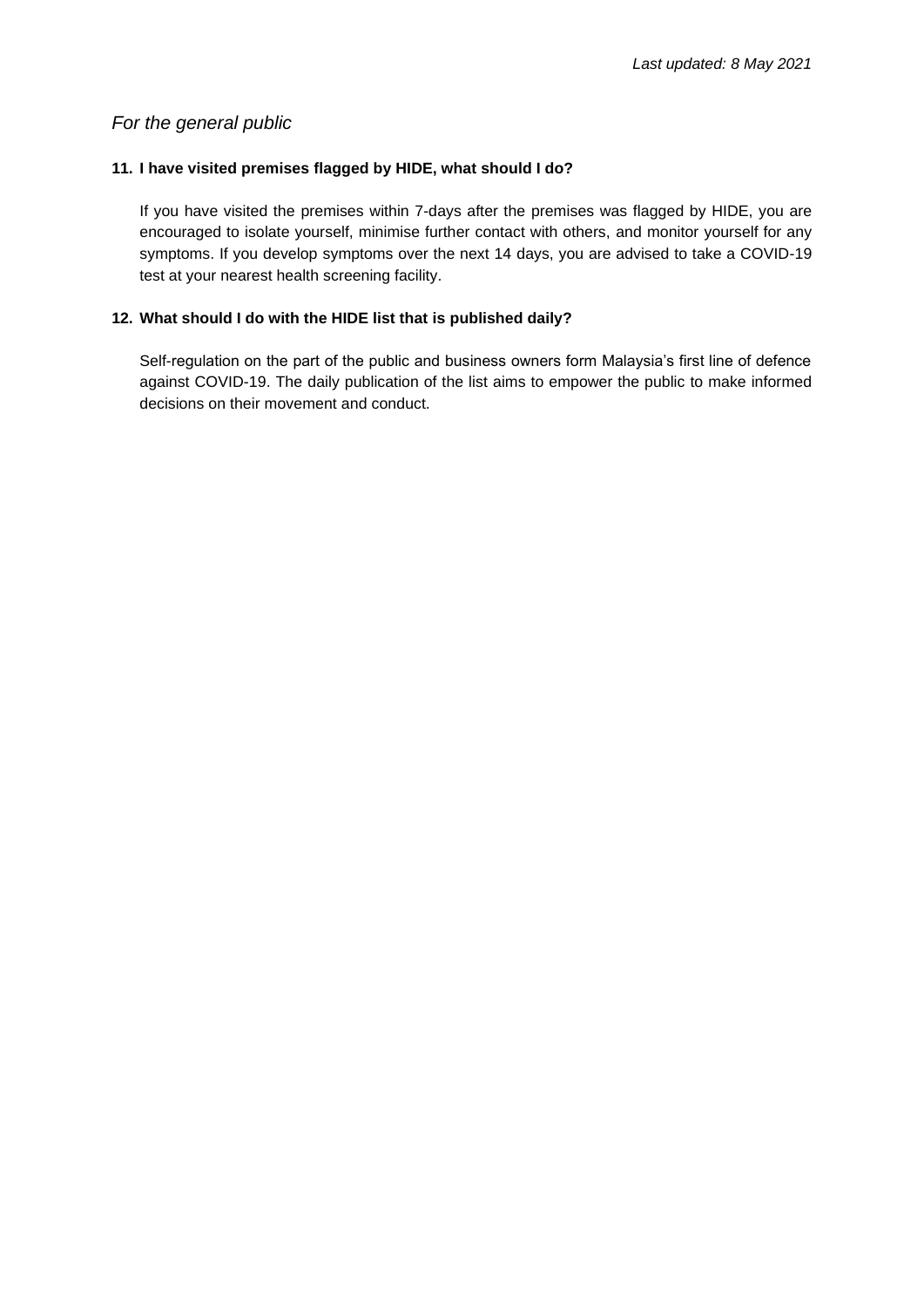*Last updated: 8 May 2021*

## *For the general public*

**11. I have visited premises flagged by HIDE, what should I do?**

If you have visited the premises within 7-days after the premises was flagged by HIDE, you are encouraged to isolate yourself, minimise further contact with others, and monitor yourself for any symptoms. If you develop symptoms over the next 14 days, you are advised to take a COVID-19 test at your nearest health screening facility.

**12. What should I do with the HIDE list that is published daily?**

Self-regulation on the part of the public and business owners form Malaysia's first line of defence against COVID-19. The daily publication of the list aims to empower the public to make informed decisions on their movement and conduct.